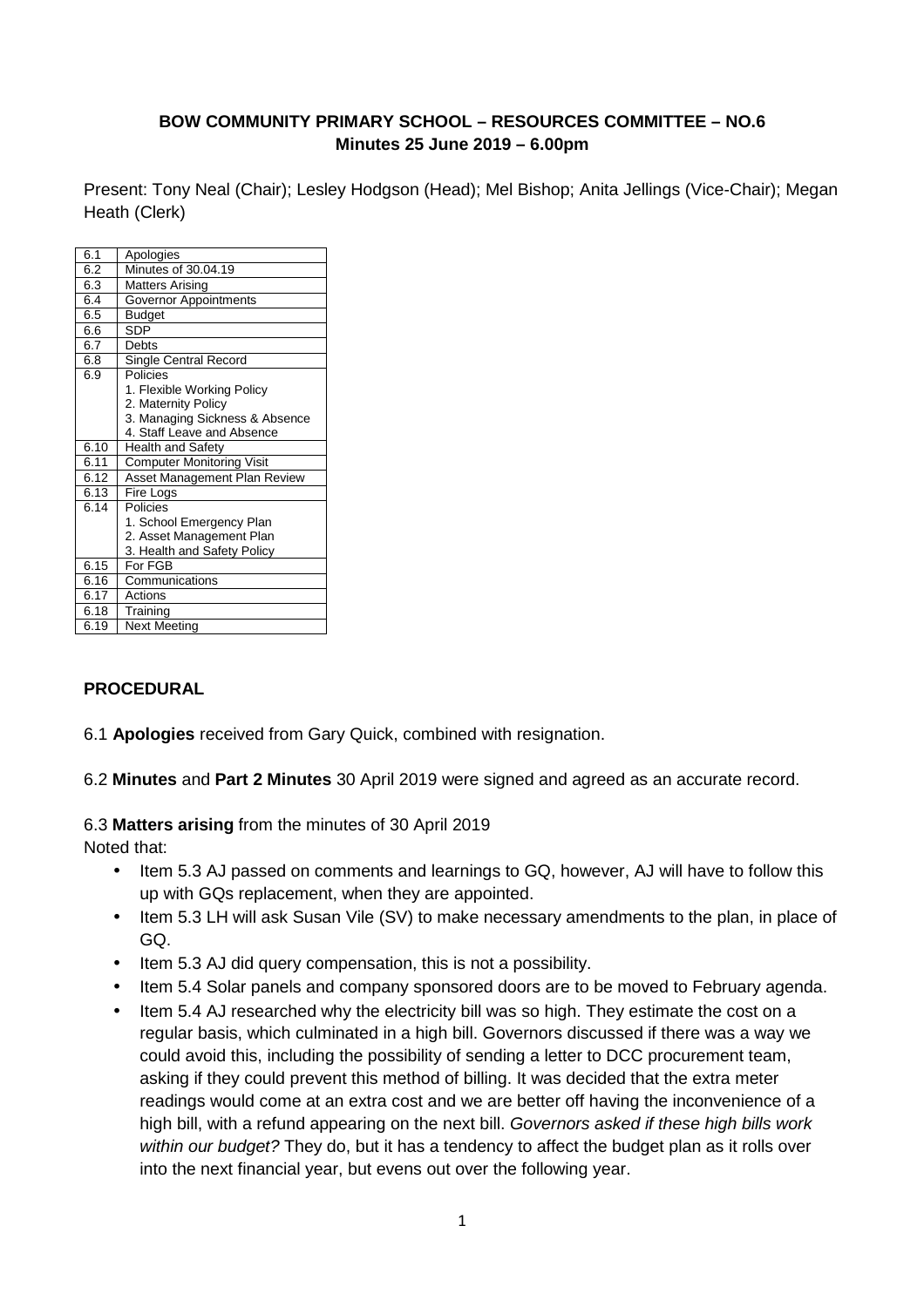**BOW COMMUNITY PRIMARY SCHOOL – RESOURCES COMMITTEE – NO.6**
**Minutes 25 June 2019 – 6.00pm**

Present: Tony Neal (Chair); Lesley Hodgson (Head); Mel Bishop; Anita Jellings (Vice-Chair); Megan Heath (Clerk)

| | |
|---|---|
| 6.1 | Apologies |
| 6.2 | Minutes of 30.04.19 |
| 6.3 | Matters Arising |
| 6.4 | Governor Appointments |
| 6.5 | Budget |
| 6.6 | SDP |
| 6.7 | Debts |
| 6.8 | Single Central Record |
| 6.9 | Policies<br>1. Flexible Working Policy<br>2. Maternity Policy<br>3. Managing Sickness & Absence<br>4. Staff Leave and Absence |
| 6.10 | Health and Safety |
| 6.11 | Computer Monitoring Visit |
| 6.12 | Asset Management Plan Review |
| 6.13 | Fire Logs |
| 6.14 | Policies<br>1. School Emergency Plan<br>2. Asset Management Plan<br>3. Health and Safety Policy |
| 6.15 | For FGB |
| 6.16 | Communications |
| 6.17 | Actions |
| 6.18 | Training |
| 6.19 | Next Meeting |

**PROCEDURAL**

6.1 **Apologies** received from Gary Quick, combined with resignation.

6.2 **Minutes** and **Part 2 Minutes** 30 April 2019 were signed and agreed as an accurate record.

6.3 **Matters arising** from the minutes of 30 April 2019

Noted that:

- Item 5.3 AJ passed on comments and learnings to GQ, however, AJ will have to follow this up with GQs replacement, when they are appointed.
- Item 5.3 LH will ask Susan Vile (SV) to make necessary amendments to the plan, in place of GQ.
- Item 5.3 AJ did query compensation, this is not a possibility.
- Item 5.4 Solar panels and company sponsored doors are to be moved to February agenda.
- Item 5.4 AJ researched why the electricity bill was so high. They estimate the cost on a regular basis, which culminated in a high bill. Governors discussed if there was a way we could avoid this, including the possibility of sending a letter to DCC procurement team, asking if they could prevent this method of billing. It was decided that the extra meter readings would come at an extra cost and we are better off having the inconvenience of a high bill, with a refund appearing on the next bill. *Governors asked if these high bills work within our budget?* They do, but it has a tendency to affect the budget plan as it rolls over into the next financial year, but evens out over the following year.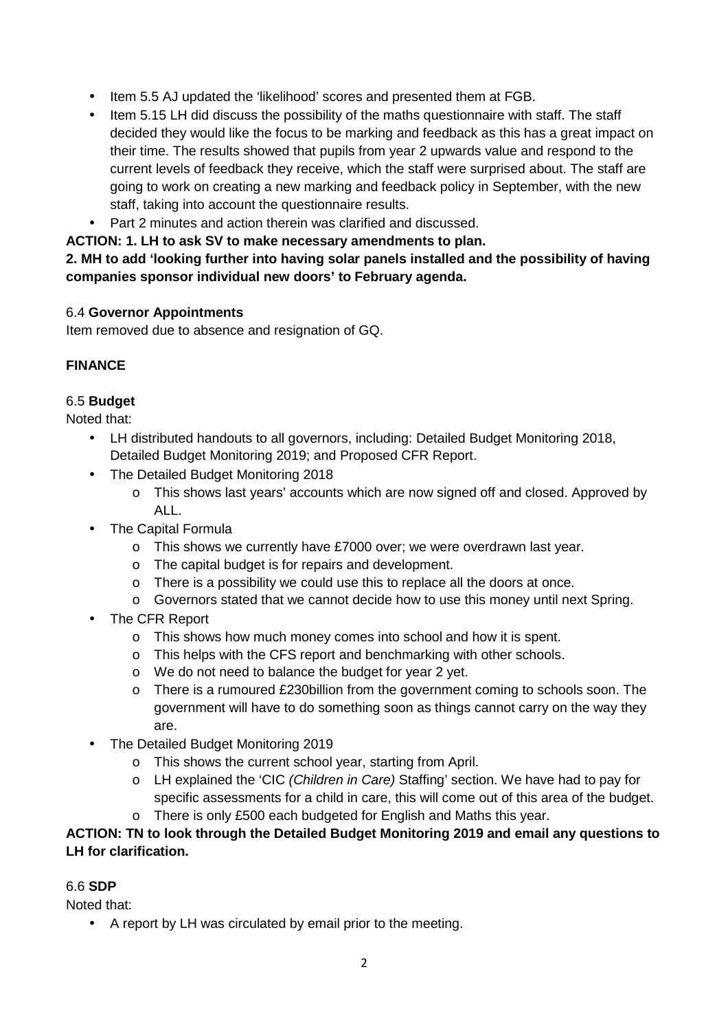- Item 5.5 AJ updated the 'likelihood' scores and presented them at FGB.
- Item 5.15 LH did discuss the possibility of the maths questionnaire with staff. The staff decided they would like the focus to be marking and feedback as this has a great impact on their time. The results showed that pupils from year 2 upwards value and respond to the current levels of feedback they receive, which the staff were surprised about. The staff are going to work on creating a new marking and feedback policy in September, with the new staff, taking into account the questionnaire results.
- Part 2 minutes and action therein was clarified and discussed.

**ACTION: 1. LH to ask SV to make necessary amendments to plan.**
**2. MH to add 'looking further into having solar panels installed and the possibility of having companies sponsor individual new doors' to February agenda.**

6.4 **Governor Appointments**

Item removed due to absence and resignation of GQ.

**FINANCE**

6.5 **Budget**

Noted that:

- LH distributed handouts to all governors, including: Detailed Budget Monitoring 2018, Detailed Budget Monitoring 2019; and Proposed CFR Report.
- The Detailed Budget Monitoring 2018
    - This shows last years' accounts which are now signed off and closed. Approved by ALL.
- The Capital Formula
    - This shows we currently have £7000 over; we were overdrawn last year.
    - The capital budget is for repairs and development.
    - There is a possibility we could use this to replace all the doors at once.
    - Governors stated that we cannot decide how to use this money until next Spring.
- The CFR Report
    - This shows how much money comes into school and how it is spent.
    - This helps with the CFS report and benchmarking with other schools.
    - We do not need to balance the budget for year 2 yet.
    - There is a rumoured £230billion from the government coming to schools soon. The government will have to do something soon as things cannot carry on the way they are.
- The Detailed Budget Monitoring 2019
    - This shows the current school year, starting from April.
    - LH explained the 'CIC *(Children in Care)* Staffing' section. We have had to pay for specific assessments for a child in care, this will come out of this area of the budget.
    - There is only £500 each budgeted for English and Maths this year.

**ACTION: TN to look through the Detailed Budget Monitoring 2019 and email any questions to LH for clarification.**

6.6 **SDP**

Noted that:

- A report by LH was circulated by email prior to the meeting.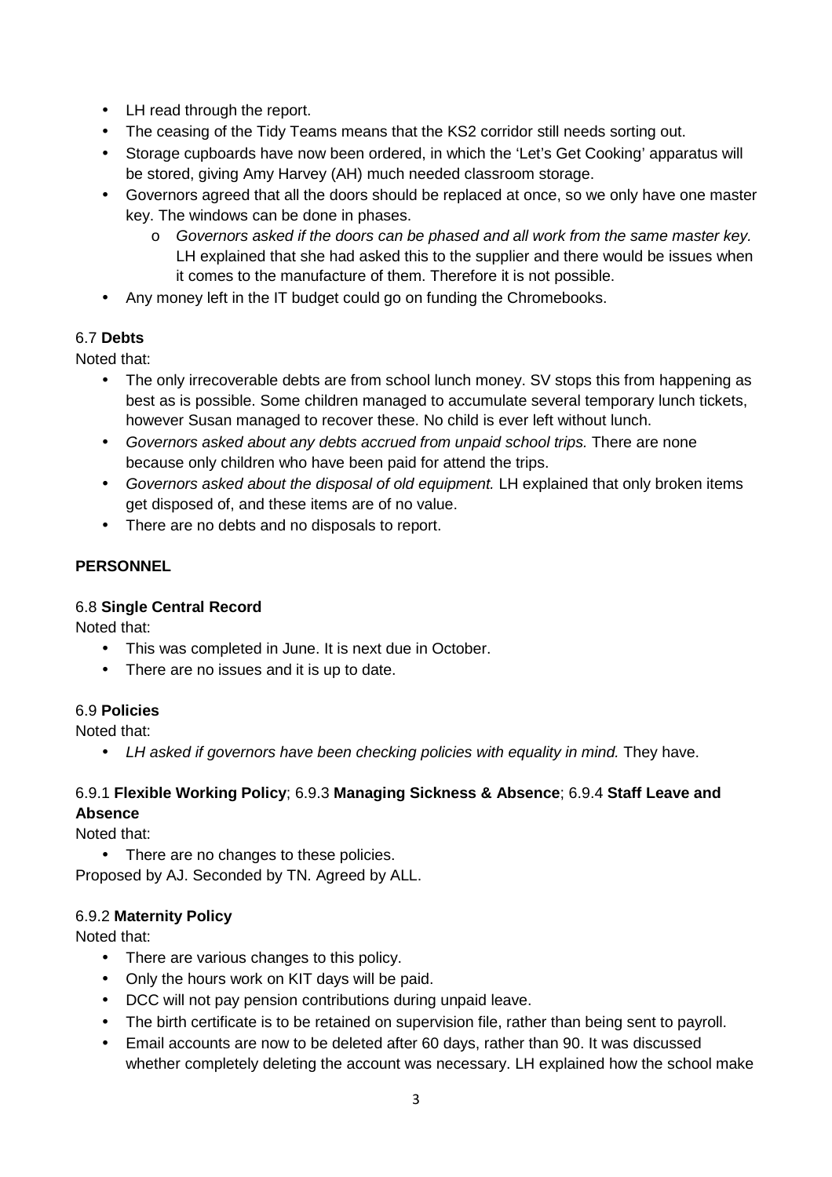- LH read through the report.
- The ceasing of the Tidy Teams means that the KS2 corridor still needs sorting out.
- Storage cupboards have now been ordered, in which the ‘Let’s Get Cooking’ apparatus will be stored, giving Amy Harvey (AH) much needed classroom storage.
- Governors agreed that all the doors should be replaced at once, so we only have one master key. The windows can be done in phases.
  - *Governors asked if the doors can be phased and all work from the same master key.* LH explained that she had asked this to the supplier and there would be issues when it comes to the manufacture of them. Therefore it is not possible.
- Any money left in the IT budget could go on funding the Chromebooks.

6.7 **Debts**

Noted that:

- The only irrecoverable debts are from school lunch money. SV stops this from happening as best as is possible. Some children managed to accumulate several temporary lunch tickets, however Susan managed to recover these. No child is ever left without lunch.
- *Governors asked about any debts accrued from unpaid school trips.* There are none because only children who have been paid for attend the trips.
- *Governors asked about the disposal of old equipment.* LH explained that only broken items get disposed of, and these items are of no value.
- There are no debts and no disposals to report.

**PERSONNEL**

6.8 **Single Central Record**

Noted that:

- This was completed in June. It is next due in October.
- There are no issues and it is up to date.

6.9 **Policies**

Noted that:

- *LH asked if governors have been checking policies with equality in mind.* They have.

6.9.1 **Flexible Working Policy**; 6.9.3 **Managing Sickness & Absence**; 6.9.4 **Staff Leave and Absence**

Noted that:

- There are no changes to these policies.

Proposed by AJ. Seconded by TN. Agreed by ALL.

6.9.2 **Maternity Policy**

Noted that:

- There are various changes to this policy.
- Only the hours work on KIT days will be paid.
- DCC will not pay pension contributions during unpaid leave.
- The birth certificate is to be retained on supervision file, rather than being sent to payroll.
- Email accounts are now to be deleted after 60 days, rather than 90. It was discussed whether completely deleting the account was necessary. LH explained how the school make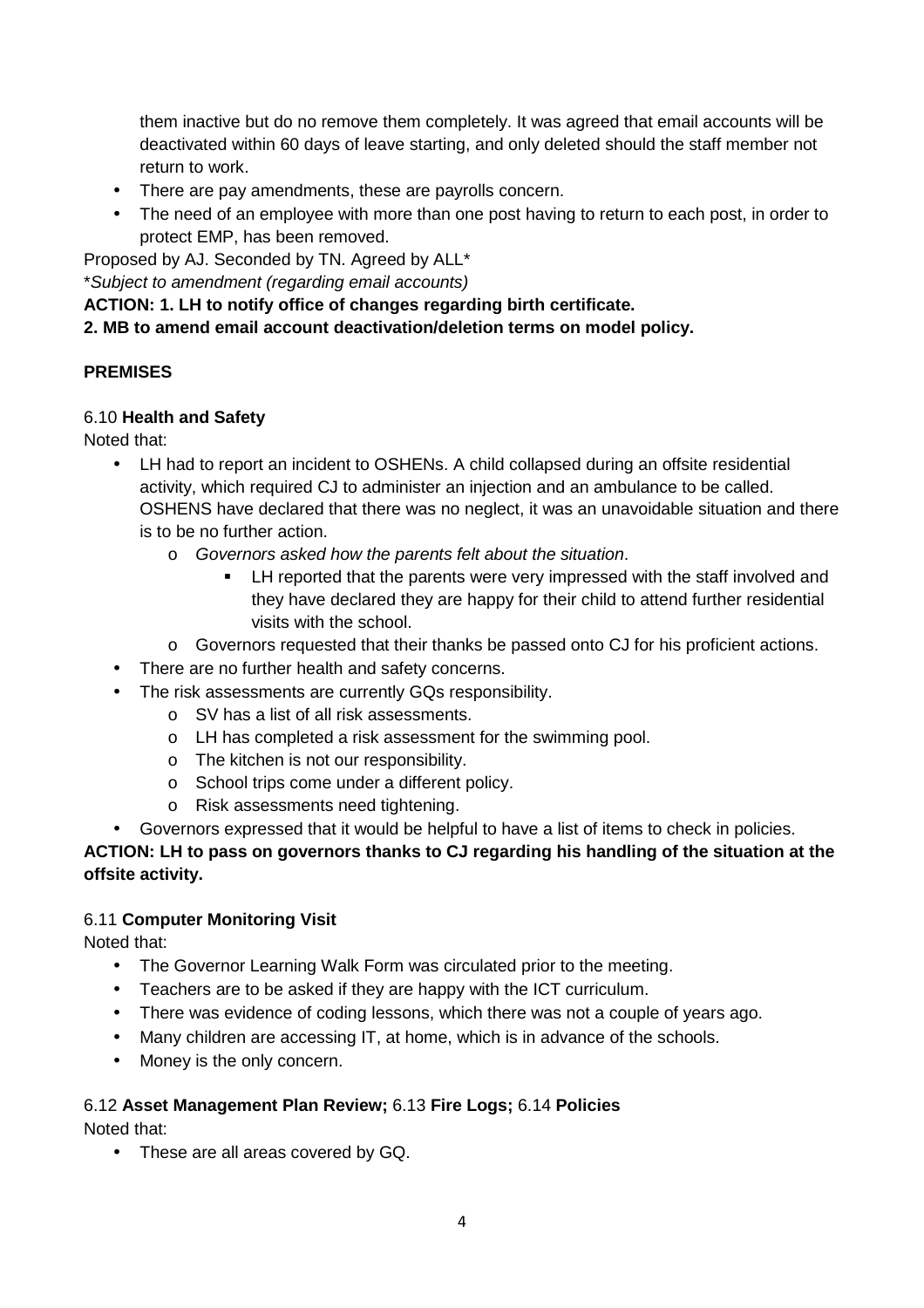them inactive but do no remove them completely. It was agreed that email accounts will be deactivated within 60 days of leave starting, and only deleted should the staff member not return to work.

- There are pay amendments, these are payrolls concern.
- The need of an employee with more than one post having to return to each post, in order to protect EMP, has been removed.

Proposed by AJ. Seconded by TN. Agreed by ALL*

**Subject to amendment (regarding email accounts)*

**ACTION: 1. LH to notify office of changes regarding birth certificate.**

**2. MB to amend email account deactivation/deletion terms on model policy.**

**PREMISES**

6.10 **Health and Safety**

Noted that:

- LH had to report an incident to OSHENs. A child collapsed during an offsite residential activity, which required CJ to administer an injection and an ambulance to be called. OSHENS have declared that there was no neglect, it was an unavoidable situation and there is to be no further action.
    - *Governors asked how the parents felt about the situation*.
        - LH reported that the parents were very impressed with the staff involved and they have declared they are happy for their child to attend further residential visits with the school.
    - Governors requested that their thanks be passed onto CJ for his proficient actions.
- There are no further health and safety concerns.
- The risk assessments are currently GQs responsibility.
    - SV has a list of all risk assessments.
    - LH has completed a risk assessment for the swimming pool.
    - The kitchen is not our responsibility.
    - School trips come under a different policy.
    - Risk assessments need tightening.
- Governors expressed that it would be helpful to have a list of items to check in policies.

**ACTION: LH to pass on governors thanks to CJ regarding his handling of the situation at the offsite activity.**

6.11 **Computer Monitoring Visit**

Noted that:

- The Governor Learning Walk Form was circulated prior to the meeting.
- Teachers are to be asked if they are happy with the ICT curriculum.
- There was evidence of coding lessons, which there was not a couple of years ago.
- Many children are accessing IT, at home, which is in advance of the schools.
- Money is the only concern.

6.12 **Asset Management Plan Review;** 6.13 **Fire Logs;** 6.14 **Policies**

Noted that:

- These are all areas covered by GQ.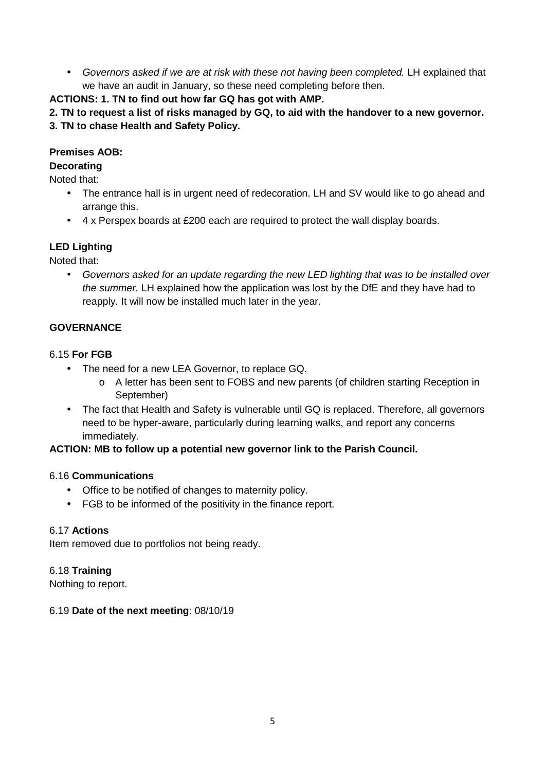- *Governors asked if we are at risk with these not having been completed.* LH explained that we have an audit in January, so these need completing before then.

**ACTIONS: 1. TN to find out how far GQ has got with AMP.**
**2. TN to request a list of risks managed by GQ, to aid with the handover to a new governor.**
**3. TN to chase Health and Safety Policy.**

**Premises AOB:**
**Decorating**
Noted that:

- The entrance hall is in urgent need of redecoration. LH and SV would like to go ahead and arrange this.
- 4 x Perspex boards at £200 each are required to protect the wall display boards.

**LED Lighting**
Noted that:

- *Governors asked for an update regarding the new LED lighting that was to be installed over the summer.* LH explained how the application was lost by the DfE and they have had to reapply. It will now be installed much later in the year.

**GOVERNANCE**

6.15 **For FGB**

- The need for a new LEA Governor, to replace GQ.
  - A letter has been sent to FOBS and new parents (of children starting Reception in September)
- The fact that Health and Safety is vulnerable until GQ is replaced. Therefore, all governors need to be hyper-aware, particularly during learning walks, and report any concerns immediately.

**ACTION: MB to follow up a potential new governor link to the Parish Council.**

6.16 **Communications**

- Office to be notified of changes to maternity policy.
- FGB to be informed of the positivity in the finance report.

6.17 **Actions**
Item removed due to portfolios not being ready.

6.18 **Training**
Nothing to report.

6.19 **Date of the next meeting**: 08/10/19